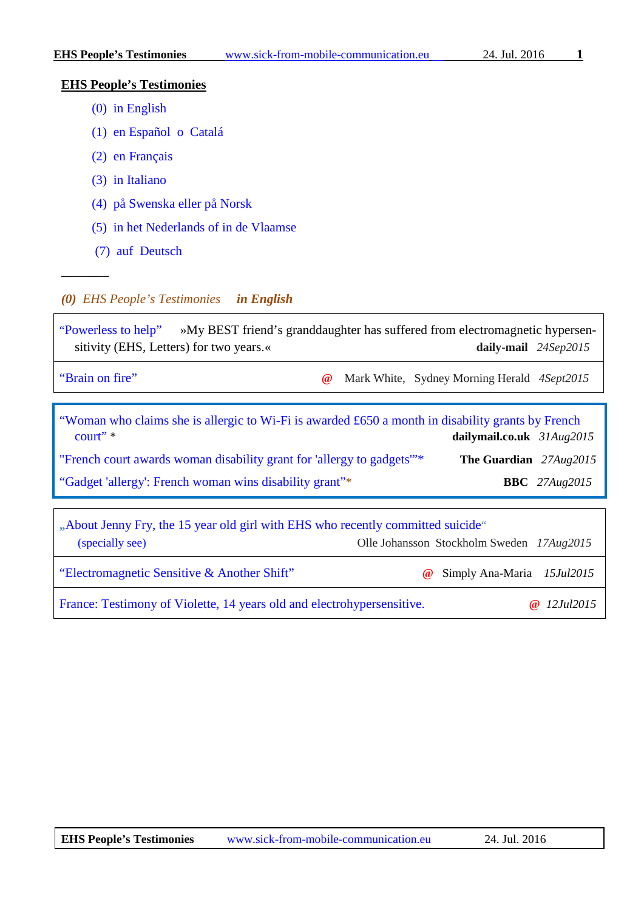## EHS People's Testimonies

- (0) in English
- (1) en Español o Catalá
- (2) en Français
- (3) in Italiano
- (4) på Swenska eller på Norsk
- (5) in het Nederlands of in de Vlaamse
- (7) auf Deutsch

---

### *(0) EHS People's Testimonies* ***in English***

| | |
|---|---|
| "Powerless to help" »My BEST friend's granddaughter has suffered from electromagnetic hypersensitivity (EHS, Letters) for two years.« | **daily-mail** *24Sep2015* |
| "Brain on fire" @ | Mark White, Sydney Morning Herald *4Sept2015* |

| | |
|---|---|
| "Woman who claims she is allergic to Wi-Fi is awarded £650 a month in disability grants by French court" * | **dailymail.co.uk** *31Aug2015* |
| "French court awards woman disability grant for 'allergy to gadgets'"* | **The Guardian** *27Aug2015* |
| "Gadget 'allergy': French woman wins disability grant"* | **BBC** *27Aug2015* |

| | |
|---|---|
| „About Jenny Fry, the 15 year old girl with EHS who recently committed suicide" (specially see) | Olle Johansson Stockholm Sweden *17Aug2015* |
| "Electromagnetic Sensitive & Another Shift" @ | Simply Ana-Maria *15Jul2015* |
| France: Testimony of Violette, 14 years old and electrohypersensitive. @ | *12Jul2015* |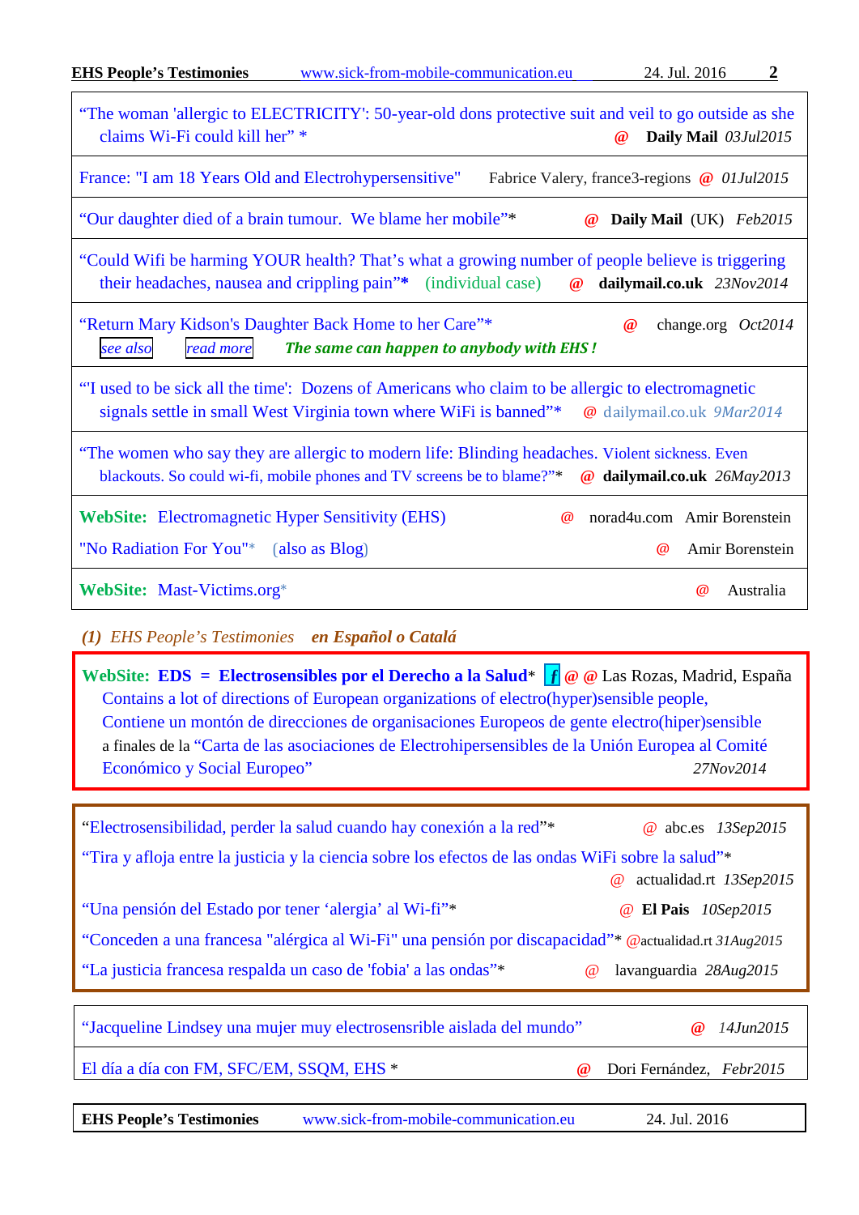| | |
|---|---|
| "The woman 'allergic to ELECTRICITY': 50-year-old dons protective suit and veil to go outside as she claims Wi-Fi could kill her" * | @ **Daily Mail** *03Jul2015* |
| France: "I am 18 Years Old and Electrohypersensitive" | Fabrice Valery, france3-regions @ *01Jul2015* |
| "Our daughter died of a brain tumour. We blame her mobile"* | @ **Daily Mail** (UK) *Feb2015* |
| "Could Wifi be harming YOUR health? That's what a growing number of people believe is triggering their headaches, nausea and crippling pain"* (individual case) | @ **dailymail.co.uk** *23Nov2014* |
| "Return Mary Kidson's Daughter Back Home to her Care"* see also read more ***The same can happen to anybody with EHS !*** | @ change.org *Oct2014* |
| "'I used to be sick all the time': Dozens of Americans who claim to be allergic to electromagnetic signals settle in small West Virginia town where WiFi is banned"* | @ dailymail.co.uk *9Mar2014* |
| "The women who say they are allergic to modern life: Blinding headaches. Violent sickness. Even blackouts. So could wi-fi, mobile phones and TV screens be to blame?"* | @ **dailymail.co.uk** *26May2013* |
| **WebSite:** Electromagnetic Hyper Sensitivity (EHS) | @ norad4u.com Amir Borenstein |
| "No Radiation For You"* (also as Blog) | @ Amir Borenstein |
| **WebSite:** Mast-Victims.org* | @ Australia |

*(1) EHS People's Testimonies* ***en Español o Catalá***

**WebSite: EDS = Electrosensibles por el Derecho a la Salud*** f @ @ Las Rozas, Madrid, España
Contains a lot of directions of European organizations of electro(hyper)sensible people,
Contiene un montón de direcciones de organisaciones Europeos de gente electro(hiper)sensible
a finales de la "Carta de las asociaciones de Electrohipersensibles de la Unión Europea al Comité Económico y Social Europeo" *27Nov2014*

| | |
|---|---|
| "Electrosensibilidad, perder la salud cuando hay conexión a la red"* | @ abc.es *13Sep2015* |
| "Tira y afloja entre la justicia y la ciencia sobre los efectos de las ondas WiFi sobre la salud"* | @ actualidad.rt *13Sep2015* |
| "Una pensión del Estado por tener 'alergia' al Wi-fi"* | @ **El Pais** *10Sep2015* |
| "Conceden a una francesa "alérgica al Wi-Fi" una pensión por discapacidad"* | @actualidad.rt *31Aug2015* |
| "La justicia francesa respalda un caso de 'fobia' a las ondas"* | @ lavanguardia *28Aug2015* |

| | |
|---|---|
| "Jacqueline Lindsey una mujer muy electrosensrible aislada del mundo" | @ *14Jun2015* |
| El día a día con FM, SFC/EM, SSQM, EHS * | @ Dori Fernández, *Febr2015* |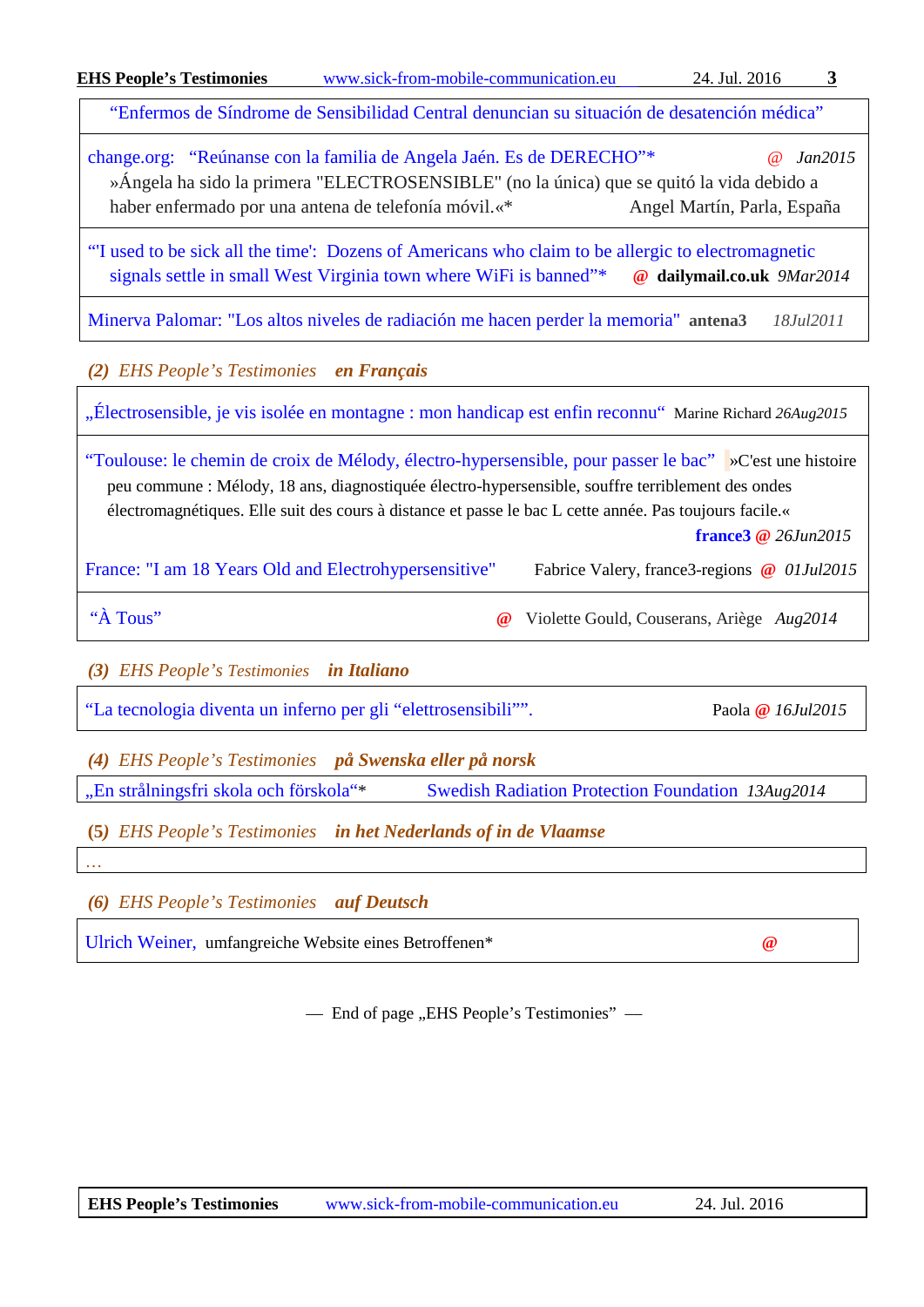"Enfermos de Síndrome de Sensibilidad Central denuncian su situación de desatención médica"

change.org: "Reúnanse con la familia de Angela Jaén. Es de DERECHO"* @ *Jan2015*
»Ángela ha sido la primera "ELECTROSENSIBLE" (no la única) que se quitó la vida debido a haber enfermado por una antena de telefonía móvil.«* Angel Martín, Parla, España

"'I used to be sick all the time': Dozens of Americans who claim to be allergic to electromagnetic signals settle in small West Virginia town where WiFi is banned"* @ **dailymail.co.uk** *9Mar2014*

Minerva Palomar: "Los altos niveles de radiación me hacen perder la memoria" **antena3** *18Jul2011*

### *(2) EHS People's Testimonies* ***en Français***

„Électrosensible, je vis isolée en montagne : mon handicap est enfin reconnu" Marine Richard *26Aug2015*

"Toulouse: le chemin de croix de Mélody, électro-hypersensible, pour passer le bac" »C'est une histoire peu commune : Mélody, 18 ans, diagnostiquée électro-hypersensible, souffre terriblement des ondes électromagnétiques. Elle suit des cours à distance et passe le bac L cette année. Pas toujours facile.«
**france3** @ *26Jun2015*

France: "I am 18 Years Old and Electrohypersensitive" Fabrice Valery, france3-regions @ *01Jul2015*

"À Tous" @ Violette Gould, Couserans, Ariège *Aug2014*

### *(3) EHS People's Testimonies* ***in Italiano***

"La tecnologia diventa un inferno per gli "elettrosensibili"". Paola @ *16Jul2015*

### *(4) EHS People's Testimonies* ***på Swenska eller på norsk***

„En strålningsfri skola och förskola"* Swedish Radiation Protection Foundation *13Aug2014*

### *(5) EHS People's Testimonies* ***in het Nederlands of in de Vlaamse***

…

### *(6) EHS People's Testimonies* ***auf Deutsch***

Ulrich Weiner, umfangreiche Website eines Betroffenen* @

— End of page „EHS People's Testimonies" —